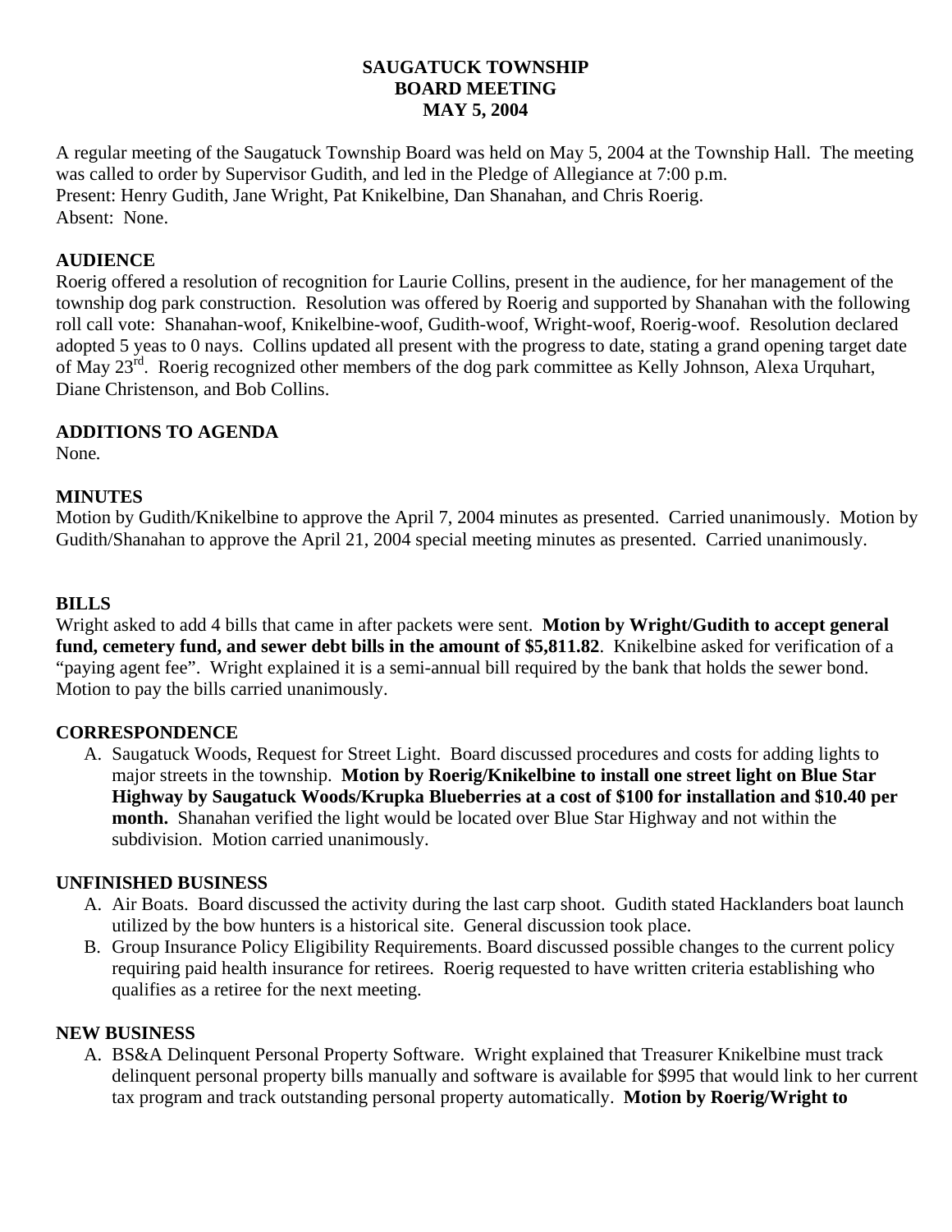**SAUGATUCK TOWNSHIP**
**BOARD MEETING**
**MAY 5, 2004**

A regular meeting of the Saugatuck Township Board was held on May 5, 2004 at the Township Hall. The meeting was called to order by Supervisor Gudith, and led in the Pledge of Allegiance at 7:00 p.m.
Present: Henry Gudith, Jane Wright, Pat Knikelbine, Dan Shanahan, and Chris Roerig.
Absent: None.

**AUDIENCE**
Roerig offered a resolution of recognition for Laurie Collins, present in the audience, for her management of the township dog park construction. Resolution was offered by Roerig and supported by Shanahan with the following roll call vote: Shanahan-woof, Knikelbine-woof, Gudith-woof, Wright-woof, Roerig-woof. Resolution declared adopted 5 yeas to 0 nays. Collins updated all present with the progress to date, stating a grand opening target date of May 23rd. Roerig recognized other members of the dog park committee as Kelly Johnson, Alexa Urquhart, Diane Christenson, and Bob Collins.

**ADDITIONS TO AGENDA**
None.

**MINUTES**
Motion by Gudith/Knikelbine to approve the April 7, 2004 minutes as presented. Carried unanimously. Motion by Gudith/Shanahan to approve the April 21, 2004 special meeting minutes as presented. Carried unanimously.

**BILLS**
Wright asked to add 4 bills that came in after packets were sent. **Motion by Wright/Gudith to accept general fund, cemetery fund, and sewer debt bills in the amount of $5,811.82**. Knikelbine asked for verification of a "paying agent fee". Wright explained it is a semi-annual bill required by the bank that holds the sewer bond. Motion to pay the bills carried unanimously.

**CORRESPONDENCE**

A. Saugatuck Woods, Request for Street Light. Board discussed procedures and costs for adding lights to major streets in the township. **Motion by Roerig/Knikelbine to install one street light on Blue Star Highway by Saugatuck Woods/Krupka Blueberries at a cost of $100 for installation and $10.40 per month.** Shanahan verified the light would be located over Blue Star Highway and not within the subdivision. Motion carried unanimously.

**UNFINISHED BUSINESS**

A. Air Boats. Board discussed the activity during the last carp shoot. Gudith stated Hacklanders boat launch utilized by the bow hunters is a historical site. General discussion took place.
B. Group Insurance Policy Eligibility Requirements. Board discussed possible changes to the current policy requiring paid health insurance for retirees. Roerig requested to have written criteria establishing who qualifies as a retiree for the next meeting.

**NEW BUSINESS**

A. BS&A Delinquent Personal Property Software. Wright explained that Treasurer Knikelbine must track delinquent personal property bills manually and software is available for $995 that would link to her current tax program and track outstanding personal property automatically. **Motion by Roerig/Wright to**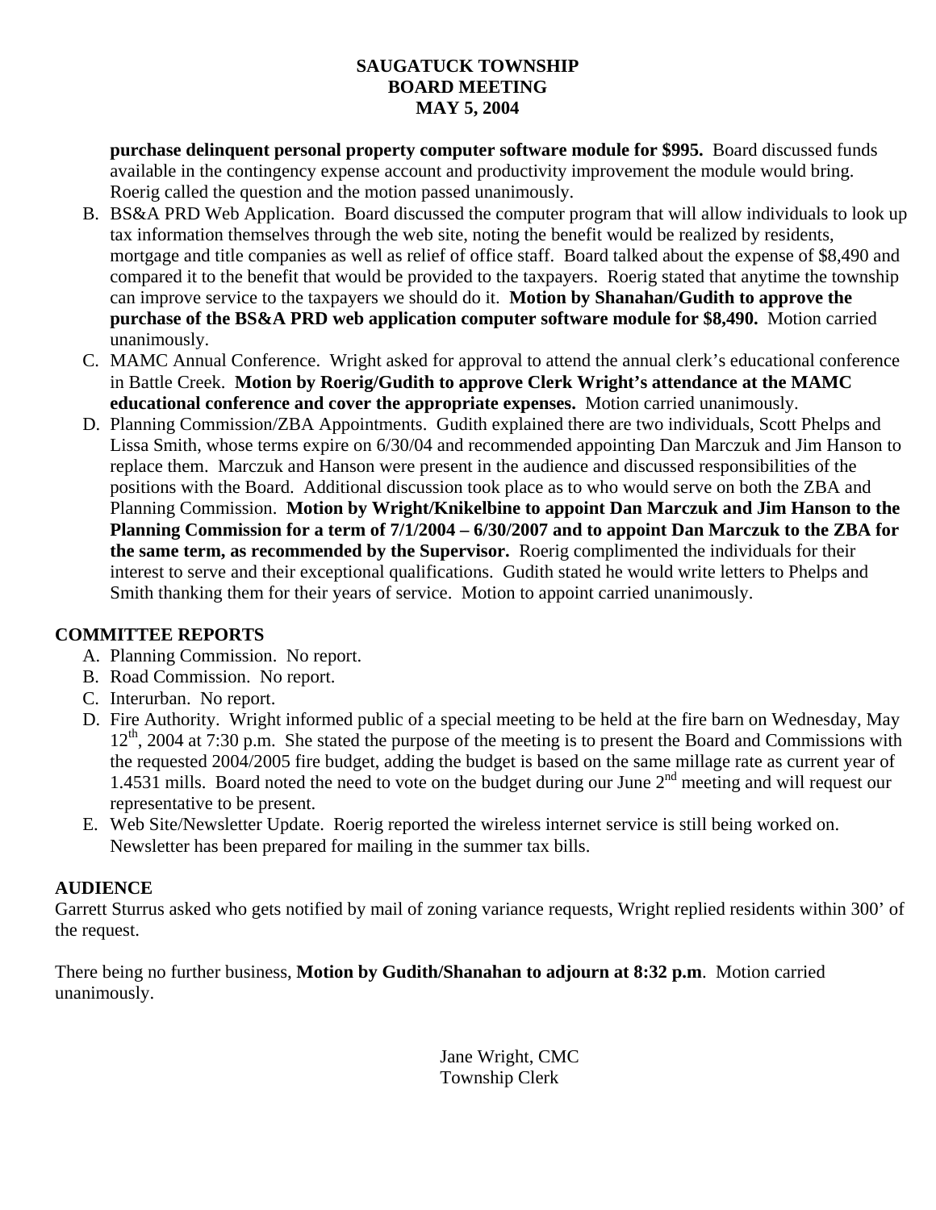**purchase delinquent personal property computer software module for $995.** Board discussed funds available in the contingency expense account and productivity improvement the module would bring. Roerig called the question and the motion passed unanimously.

B. BS&A PRD Web Application. Board discussed the computer program that will allow individuals to look up tax information themselves through the web site, noting the benefit would be realized by residents, mortgage and title companies as well as relief of office staff. Board talked about the expense of $8,490 and compared it to the benefit that would be provided to the taxpayers. Roerig stated that anytime the township can improve service to the taxpayers we should do it. **Motion by Shanahan/Gudith to approve the purchase of the BS&A PRD web application computer software module for $8,490.** Motion carried unanimously.

C. MAMC Annual Conference. Wright asked for approval to attend the annual clerk's educational conference in Battle Creek. **Motion by Roerig/Gudith to approve Clerk Wright's attendance at the MAMC educational conference and cover the appropriate expenses.** Motion carried unanimously.

D. Planning Commission/ZBA Appointments. Gudith explained there are two individuals, Scott Phelps and Lissa Smith, whose terms expire on 6/30/04 and recommended appointing Dan Marczuk and Jim Hanson to replace them. Marczuk and Hanson were present in the audience and discussed responsibilities of the positions with the Board. Additional discussion took place as to who would serve on both the ZBA and Planning Commission. **Motion by Wright/Knikelbine to appoint Dan Marczuk and Jim Hanson to the Planning Commission for a term of 7/1/2004 – 6/30/2007 and to appoint Dan Marczuk to the ZBA for the same term, as recommended by the Supervisor.** Roerig complimented the individuals for their interest to serve and their exceptional qualifications. Gudith stated he would write letters to Phelps and Smith thanking them for their years of service. Motion to appoint carried unanimously.

**COMMITTEE REPORTS**

A. Planning Commission. No report.
B. Road Commission. No report.
C. Interurban. No report.
D. Fire Authority. Wright informed public of a special meeting to be held at the fire barn on Wednesday, May 12th, 2004 at 7:30 p.m. She stated the purpose of the meeting is to present the Board and Commissions with the requested 2004/2005 fire budget, adding the budget is based on the same millage rate as current year of 1.4531 mills. Board noted the need to vote on the budget during our June 2nd meeting and will request our representative to be present.
E. Web Site/Newsletter Update. Roerig reported the wireless internet service is still being worked on. Newsletter has been prepared for mailing in the summer tax bills.

**AUDIENCE**

Garrett Sturrus asked who gets notified by mail of zoning variance requests, Wright replied residents within 300' of the request.

There being no further business, **Motion by Gudith/Shanahan to adjourn at 8:32 p.m**. Motion carried unanimously.

Jane Wright, CMC
Township Clerk